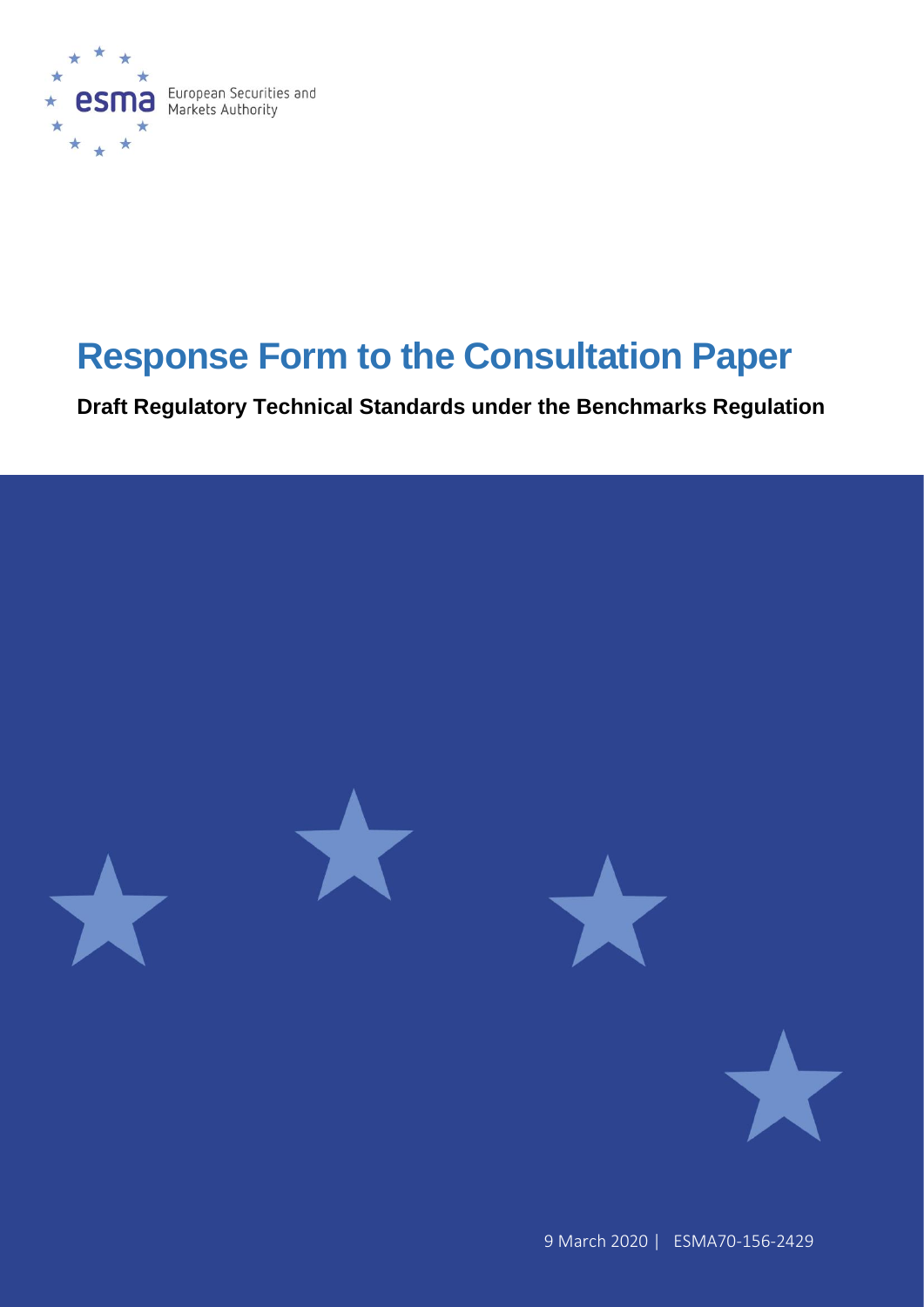esma European Securities and Markets Authority

# Response Form to the Consultation Paper

**Draft Regulatory Technical Standards under the Benchmarks Regulation**

9 March 2020 | ESMA70-156-2429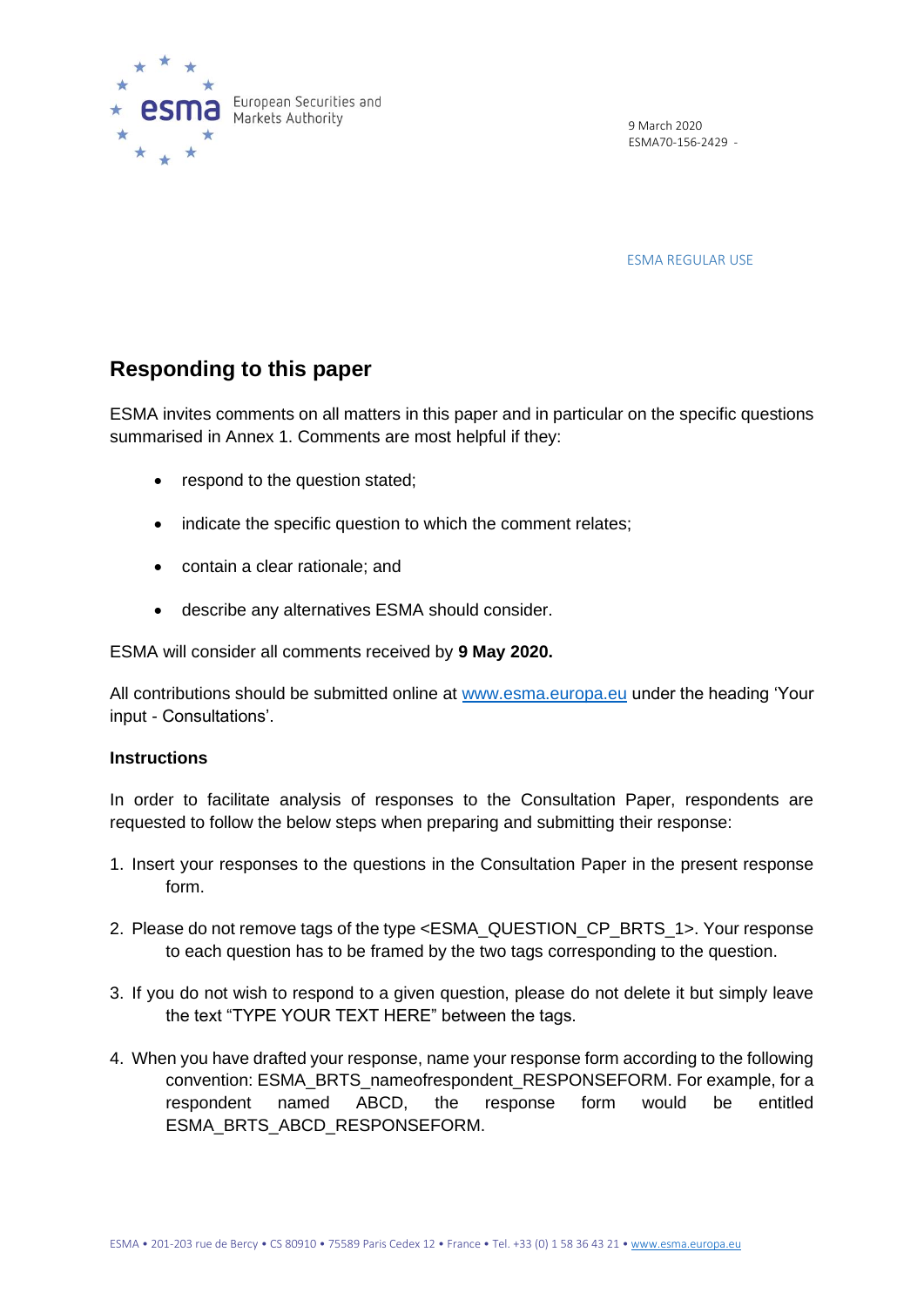9 March 2020
ESMA70-156-2429 -

ESMA REGULAR USE

## Responding to this paper

ESMA invites comments on all matters in this paper and in particular on the specific questions summarised in Annex 1. Comments are most helpful if they:

- respond to the question stated;
- indicate the specific question to which the comment relates;
- contain a clear rationale; and
- describe any alternatives ESMA should consider.

ESMA will consider all comments received by **9 May 2020.**

All contributions should be submitted online at www.esma.europa.eu under the heading 'Your input - Consultations'.

**Instructions**

In order to facilitate analysis of responses to the Consultation Paper, respondents are requested to follow the below steps when preparing and submitting their response:

1. Insert your responses to the questions in the Consultation Paper in the present response form.
2. Please do not remove tags of the type <ESMA_QUESTION_CP_BRTS_1>. Your response to each question has to be framed by the two tags corresponding to the question.
3. If you do not wish to respond to a given question, please do not delete it but simply leave the text "TYPE YOUR TEXT HERE" between the tags.
4. When you have drafted your response, name your response form according to the following convention: ESMA_BRTS_nameofrespondent_RESPONSEFORM. For example, for a respondent named ABCD, the response form would be entitled ESMA_BRTS_ABCD_RESPONSEFORM.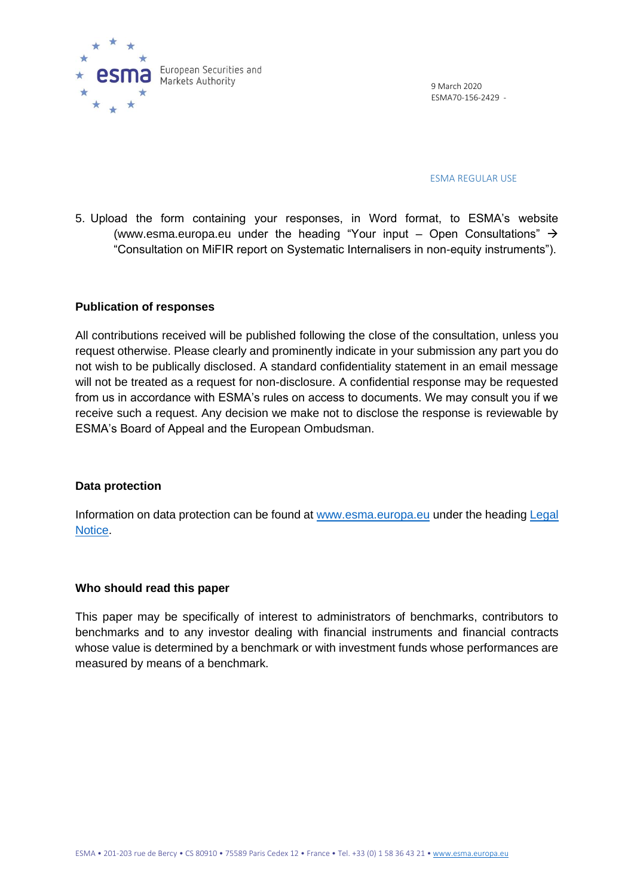5. Upload the form containing your responses, in Word format, to ESMA's website (www.esma.europa.eu under the heading "Your input – Open Consultations" → "Consultation on MiFIR report on Systematic Internalisers in non-equity instruments").

## Publication of responses

All contributions received will be published following the close of the consultation, unless you request otherwise. Please clearly and prominently indicate in your submission any part you do not wish to be publically disclosed. A standard confidentiality statement in an email message will not be treated as a request for non-disclosure. A confidential response may be requested from us in accordance with ESMA's rules on access to documents. We may consult you if we receive such a request. Any decision we make not to disclose the response is reviewable by ESMA's Board of Appeal and the European Ombudsman.

## Data protection

Information on data protection can be found at [www.esma.europa.eu](www.esma.europa.eu) under the heading [Legal Notice](Legal Notice).

## Who should read this paper

This paper may be specifically of interest to administrators of benchmarks, contributors to benchmarks and to any investor dealing with financial instruments and financial contracts whose value is determined by a benchmark or with investment funds whose performances are measured by means of a benchmark.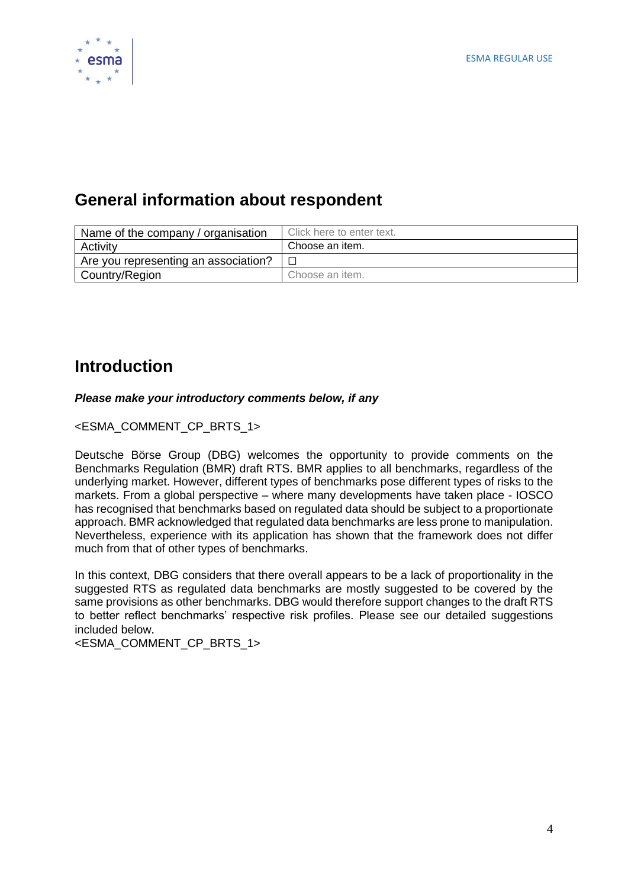## General information about respondent

| Name of the company / organisation | Click here to enter text. |
|---|---|
| Activity | Choose an item. |
| Are you representing an association? | ☐ |
| Country/Region | Choose an item. |

## Introduction

***Please make your introductory comments below, if any***

<ESMA_COMMENT_CP_BRTS_1>

Deutsche Börse Group (DBG) welcomes the opportunity to provide comments on the Benchmarks Regulation (BMR) draft RTS. BMR applies to all benchmarks, regardless of the underlying market. However, different types of benchmarks pose different types of risks to the markets. From a global perspective – where many developments have taken place - IOSCO has recognised that benchmarks based on regulated data should be subject to a proportionate approach. BMR acknowledged that regulated data benchmarks are less prone to manipulation. Nevertheless, experience with its application has shown that the framework does not differ much from that of other types of benchmarks.

In this context, DBG considers that there overall appears to be a lack of proportionality in the suggested RTS as regulated data benchmarks are mostly suggested to be covered by the same provisions as other benchmarks. DBG would therefore support changes to the draft RTS to better reflect benchmarks' respective risk profiles. Please see our detailed suggestions included below.

<ESMA_COMMENT_CP_BRTS_1>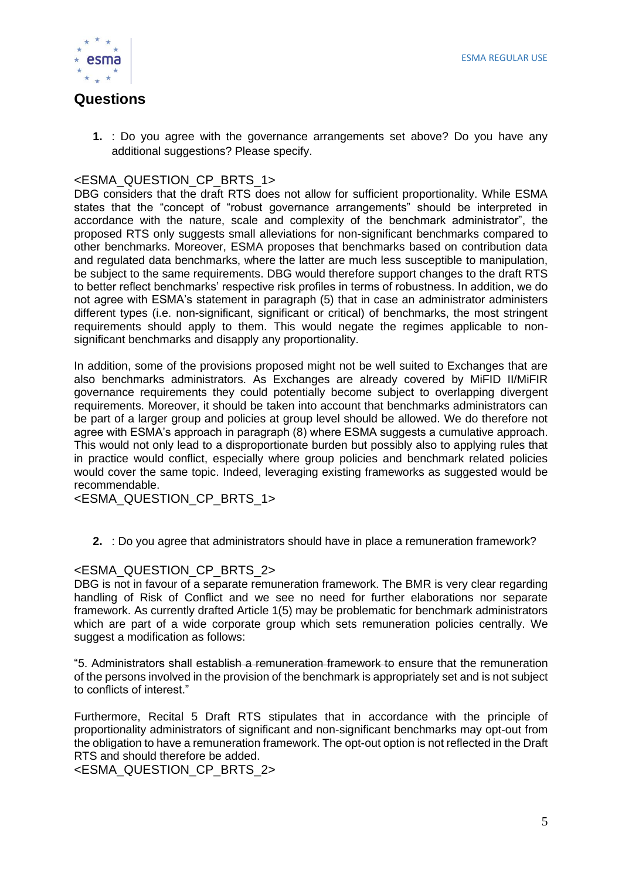## Questions

1. : Do you agree with the governance arrangements set above? Do you have any additional suggestions? Please specify.

<ESMA_QUESTION_CP_BRTS_1>
DBG considers that the draft RTS does not allow for sufficient proportionality. While ESMA states that the "concept of "robust governance arrangements" should be interpreted in accordance with the nature, scale and complexity of the benchmark administrator", the proposed RTS only suggests small alleviations for non-significant benchmarks compared to other benchmarks. Moreover, ESMA proposes that benchmarks based on contribution data and regulated data benchmarks, where the latter are much less susceptible to manipulation, be subject to the same requirements. DBG would therefore support changes to the draft RTS to better reflect benchmarks' respective risk profiles in terms of robustness. In addition, we do not agree with ESMA's statement in paragraph (5) that in case an administrator administers different types (i.e. non-significant, significant or critical) of benchmarks, the most stringent requirements should apply to them. This would negate the regimes applicable to non-significant benchmarks and disapply any proportionality.

In addition, some of the provisions proposed might not be well suited to Exchanges that are also benchmarks administrators. As Exchanges are already covered by MiFID II/MiFIR governance requirements they could potentially become subject to overlapping divergent requirements. Moreover, it should be taken into account that benchmarks administrators can be part of a larger group and policies at group level should be allowed. We do therefore not agree with ESMA's approach in paragraph (8) where ESMA suggests a cumulative approach. This would not only lead to a disproportionate burden but possibly also to applying rules that in practice would conflict, especially where group policies and benchmark related policies would cover the same topic. Indeed, leveraging existing frameworks as suggested would be recommendable.
<ESMA_QUESTION_CP_BRTS_1>

2. : Do you agree that administrators should have in place a remuneration framework?

<ESMA_QUESTION_CP_BRTS_2>
DBG is not in favour of a separate remuneration framework. The BMR is very clear regarding handling of Risk of Conflict and we see no need for further elaborations nor separate framework. As currently drafted Article 1(5) may be problematic for benchmark administrators which are part of a wide corporate group which sets remuneration policies centrally. We suggest a modification as follows:

"5. Administrators shall ~~establish a remuneration framework to~~ ensure that the remuneration of the persons involved in the provision of the benchmark is appropriately set and is not subject to conflicts of interest."

Furthermore, Recital 5 Draft RTS stipulates that in accordance with the principle of proportionality administrators of significant and non-significant benchmarks may opt-out from the obligation to have a remuneration framework. The opt-out option is not reflected in the Draft RTS and should therefore be added.
<ESMA_QUESTION_CP_BRTS_2>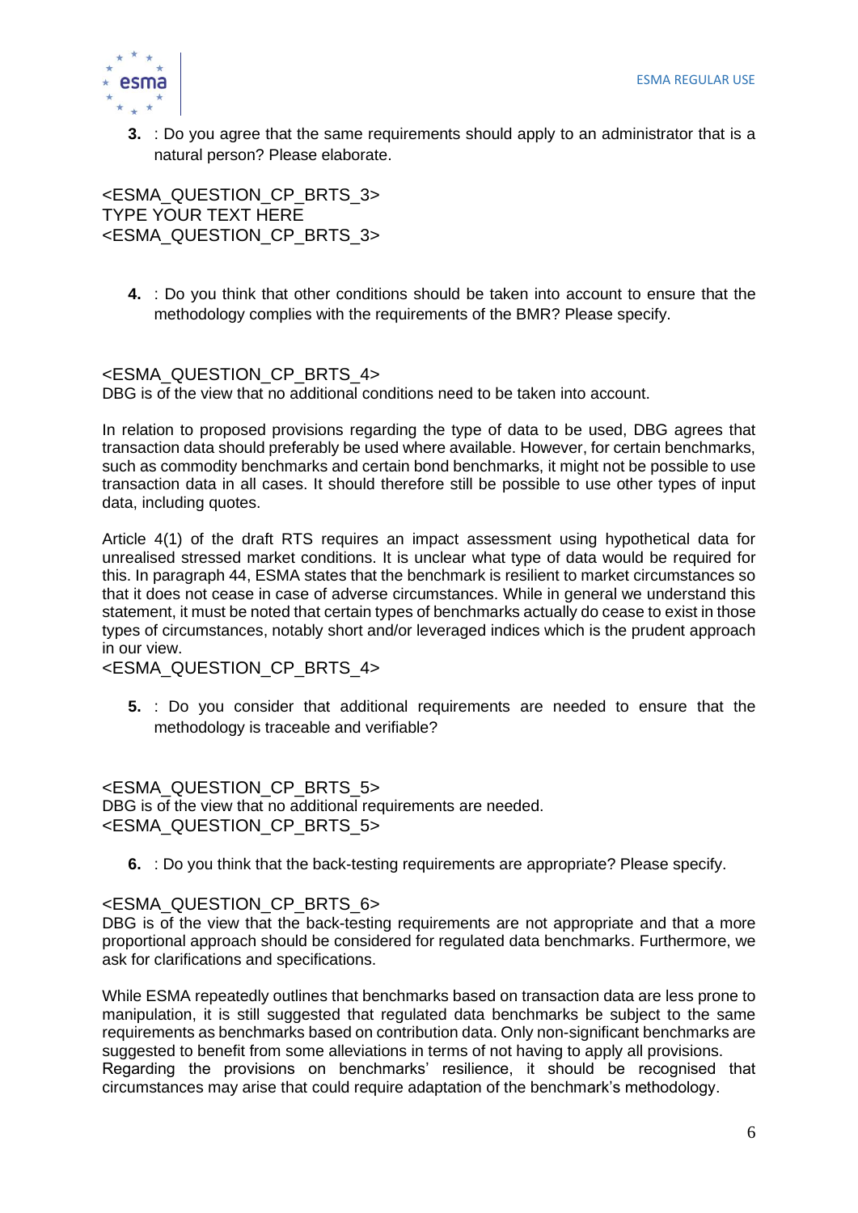3. : Do you agree that the same requirements should apply to an administrator that is a natural person? Please elaborate.

<ESMA_QUESTION_CP_BRTS_3>
TYPE YOUR TEXT HERE
<ESMA_QUESTION_CP_BRTS_3>

4. : Do you think that other conditions should be taken into account to ensure that the methodology complies with the requirements of the BMR? Please specify.

<ESMA_QUESTION_CP_BRTS_4>
DBG is of the view that no additional conditions need to be taken into account.

In relation to proposed provisions regarding the type of data to be used, DBG agrees that transaction data should preferably be used where available. However, for certain benchmarks, such as commodity benchmarks and certain bond benchmarks, it might not be possible to use transaction data in all cases. It should therefore still be possible to use other types of input data, including quotes.

Article 4(1) of the draft RTS requires an impact assessment using hypothetical data for unrealised stressed market conditions. It is unclear what type of data would be required for this. In paragraph 44, ESMA states that the benchmark is resilient to market circumstances so that it does not cease in case of adverse circumstances. While in general we understand this statement, it must be noted that certain types of benchmarks actually do cease to exist in those types of circumstances, notably short and/or leveraged indices which is the prudent approach in our view.
<ESMA_QUESTION_CP_BRTS_4>

5. : Do you consider that additional requirements are needed to ensure that the methodology is traceable and verifiable?

<ESMA_QUESTION_CP_BRTS_5>
DBG is of the view that no additional requirements are needed.
<ESMA_QUESTION_CP_BRTS_5>

6. : Do you think that the back-testing requirements are appropriate? Please specify.

<ESMA_QUESTION_CP_BRTS_6>
DBG is of the view that the back-testing requirements are not appropriate and that a more proportional approach should be considered for regulated data benchmarks. Furthermore, we ask for clarifications and specifications.

While ESMA repeatedly outlines that benchmarks based on transaction data are less prone to manipulation, it is still suggested that regulated data benchmarks be subject to the same requirements as benchmarks based on contribution data. Only non-significant benchmarks are suggested to benefit from some alleviations in terms of not having to apply all provisions.
Regarding the provisions on benchmarks' resilience, it should be recognised that circumstances may arise that could require adaptation of the benchmark's methodology.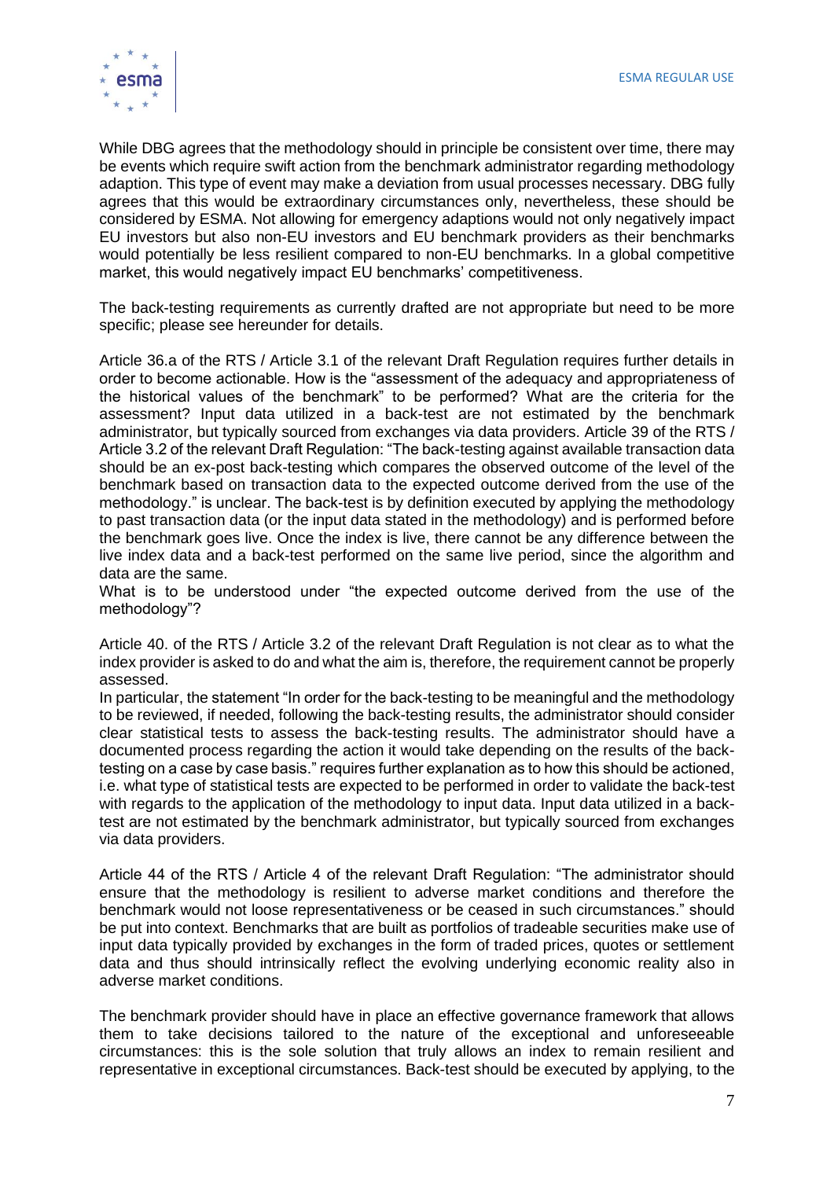While DBG agrees that the methodology should in principle be consistent over time, there may be events which require swift action from the benchmark administrator regarding methodology adaption. This type of event may make a deviation from usual processes necessary. DBG fully agrees that this would be extraordinary circumstances only, nevertheless, these should be considered by ESMA. Not allowing for emergency adaptions would not only negatively impact EU investors but also non-EU investors and EU benchmark providers as their benchmarks would potentially be less resilient compared to non-EU benchmarks. In a global competitive market, this would negatively impact EU benchmarks' competitiveness.

The back-testing requirements as currently drafted are not appropriate but need to be more specific; please see hereunder for details.

Article 36.a of the RTS / Article 3.1 of the relevant Draft Regulation requires further details in order to become actionable. How is the "assessment of the adequacy and appropriateness of the historical values of the benchmark" to be performed? What are the criteria for the assessment? Input data utilized in a back-test are not estimated by the benchmark administrator, but typically sourced from exchanges via data providers. Article 39 of the RTS / Article 3.2 of the relevant Draft Regulation: "The back-testing against available transaction data should be an ex-post back-testing which compares the observed outcome of the level of the benchmark based on transaction data to the expected outcome derived from the use of the methodology." is unclear. The back-test is by definition executed by applying the methodology to past transaction data (or the input data stated in the methodology) and is performed before the benchmark goes live. Once the index is live, there cannot be any difference between the live index data and a back-test performed on the same live period, since the algorithm and data are the same.
What is to be understood under "the expected outcome derived from the use of the methodology"?

Article 40. of the RTS / Article 3.2 of the relevant Draft Regulation is not clear as to what the index provider is asked to do and what the aim is, therefore, the requirement cannot be properly assessed.
In particular, the statement "In order for the back-testing to be meaningful and the methodology to be reviewed, if needed, following the back-testing results, the administrator should consider clear statistical tests to assess the back-testing results. The administrator should have a documented process regarding the action it would take depending on the results of the back-testing on a case by case basis." requires further explanation as to how this should be actioned, i.e. what type of statistical tests are expected to be performed in order to validate the back-test with regards to the application of the methodology to input data. Input data utilized in a back-test are not estimated by the benchmark administrator, but typically sourced from exchanges via data providers.

Article 44 of the RTS / Article 4 of the relevant Draft Regulation: "The administrator should ensure that the methodology is resilient to adverse market conditions and therefore the benchmark would not loose representativeness or be ceased in such circumstances." should be put into context. Benchmarks that are built as portfolios of tradeable securities make use of input data typically provided by exchanges in the form of traded prices, quotes or settlement data and thus should intrinsically reflect the evolving underlying economic reality also in adverse market conditions.

The benchmark provider should have in place an effective governance framework that allows them to take decisions tailored to the nature of the exceptional and unforeseeable circumstances: this is the sole solution that truly allows an index to remain resilient and representative in exceptional circumstances. Back-test should be executed by applying, to the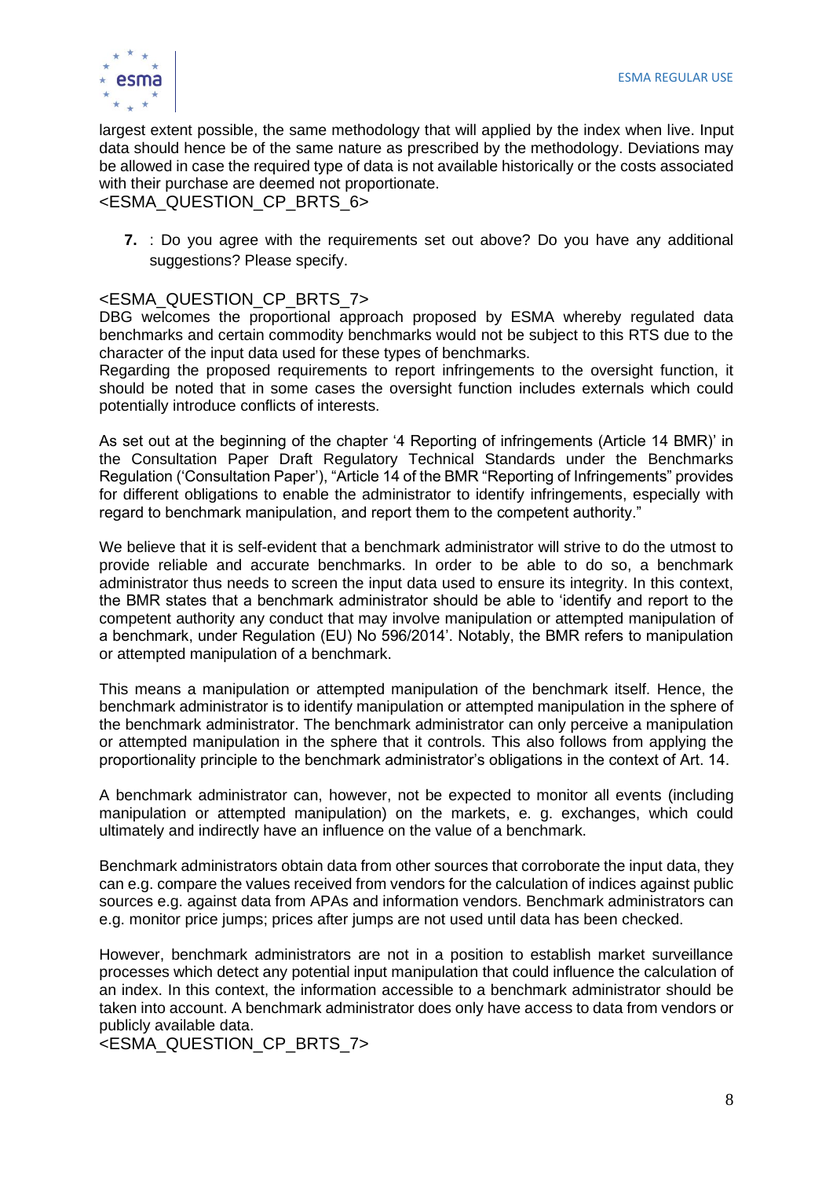largest extent possible, the same methodology that will applied by the index when live. Input data should hence be of the same nature as prescribed by the methodology. Deviations may be allowed in case the required type of data is not available historically or the costs associated with their purchase are deemed not proportionate.
<ESMA_QUESTION_CP_BRTS_6>

7. : Do you agree with the requirements set out above? Do you have any additional suggestions? Please specify.

<ESMA_QUESTION_CP_BRTS_7>
DBG welcomes the proportional approach proposed by ESMA whereby regulated data benchmarks and certain commodity benchmarks would not be subject to this RTS due to the character of the input data used for these types of benchmarks.
Regarding the proposed requirements to report infringements to the oversight function, it should be noted that in some cases the oversight function includes externals which could potentially introduce conflicts of interests.

As set out at the beginning of the chapter '4 Reporting of infringements (Article 14 BMR)' in the Consultation Paper Draft Regulatory Technical Standards under the Benchmarks Regulation ('Consultation Paper'), "Article 14 of the BMR "Reporting of Infringements" provides for different obligations to enable the administrator to identify infringements, especially with regard to benchmark manipulation, and report them to the competent authority."

We believe that it is self-evident that a benchmark administrator will strive to do the utmost to provide reliable and accurate benchmarks. In order to be able to do so, a benchmark administrator thus needs to screen the input data used to ensure its integrity. In this context, the BMR states that a benchmark administrator should be able to 'identify and report to the competent authority any conduct that may involve manipulation or attempted manipulation of a benchmark, under Regulation (EU) No 596/2014'. Notably, the BMR refers to manipulation or attempted manipulation of a benchmark.

This means a manipulation or attempted manipulation of the benchmark itself. Hence, the benchmark administrator is to identify manipulation or attempted manipulation in the sphere of the benchmark administrator. The benchmark administrator can only perceive a manipulation or attempted manipulation in the sphere that it controls. This also follows from applying the proportionality principle to the benchmark administrator's obligations in the context of Art. 14.

A benchmark administrator can, however, not be expected to monitor all events (including manipulation or attempted manipulation) on the markets, e. g. exchanges, which could ultimately and indirectly have an influence on the value of a benchmark.

Benchmark administrators obtain data from other sources that corroborate the input data, they can e.g. compare the values received from vendors for the calculation of indices against public sources e.g. against data from APAs and information vendors. Benchmark administrators can e.g. monitor price jumps; prices after jumps are not used until data has been checked.

However, benchmark administrators are not in a position to establish market surveillance processes which detect any potential input manipulation that could influence the calculation of an index. In this context, the information accessible to a benchmark administrator should be taken into account. A benchmark administrator does only have access to data from vendors or publicly available data.
<ESMA_QUESTION_CP_BRTS_7>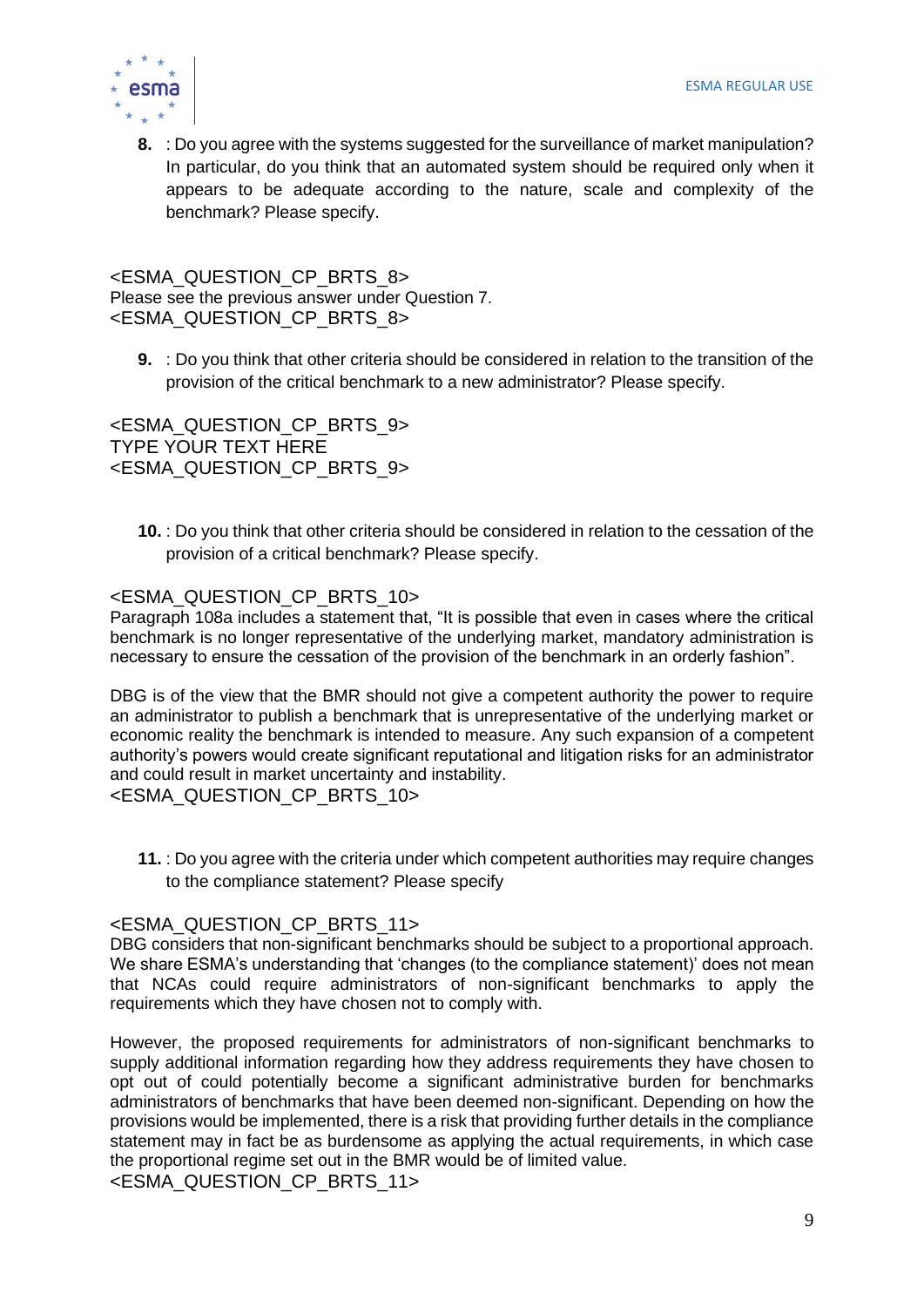8. : Do you agree with the systems suggested for the surveillance of market manipulation? In particular, do you think that an automated system should be required only when it appears to be adequate according to the nature, scale and complexity of the benchmark? Please specify.

<ESMA_QUESTION_CP_BRTS_8>
Please see the previous answer under Question 7.
<ESMA_QUESTION_CP_BRTS_8>

9. : Do you think that other criteria should be considered in relation to the transition of the provision of the critical benchmark to a new administrator? Please specify.

<ESMA_QUESTION_CP_BRTS_9>
TYPE YOUR TEXT HERE
<ESMA_QUESTION_CP_BRTS_9>

10. : Do you think that other criteria should be considered in relation to the cessation of the provision of a critical benchmark? Please specify.

<ESMA_QUESTION_CP_BRTS_10>
Paragraph 108a includes a statement that, "It is possible that even in cases where the critical benchmark is no longer representative of the underlying market, mandatory administration is necessary to ensure the cessation of the provision of the benchmark in an orderly fashion".

DBG is of the view that the BMR should not give a competent authority the power to require an administrator to publish a benchmark that is unrepresentative of the underlying market or economic reality the benchmark is intended to measure. Any such expansion of a competent authority's powers would create significant reputational and litigation risks for an administrator and could result in market uncertainty and instability.
<ESMA_QUESTION_CP_BRTS_10>

11. : Do you agree with the criteria under which competent authorities may require changes to the compliance statement? Please specify

<ESMA_QUESTION_CP_BRTS_11>
DBG considers that non-significant benchmarks should be subject to a proportional approach. We share ESMA's understanding that 'changes (to the compliance statement)' does not mean that NCAs could require administrators of non-significant benchmarks to apply the requirements which they have chosen not to comply with.

However, the proposed requirements for administrators of non-significant benchmarks to supply additional information regarding how they address requirements they have chosen to opt out of could potentially become a significant administrative burden for benchmarks administrators of benchmarks that have been deemed non-significant. Depending on how the provisions would be implemented, there is a risk that providing further details in the compliance statement may in fact be as burdensome as applying the actual requirements, in which case the proportional regime set out in the BMR would be of limited value.
<ESMA_QUESTION_CP_BRTS_11>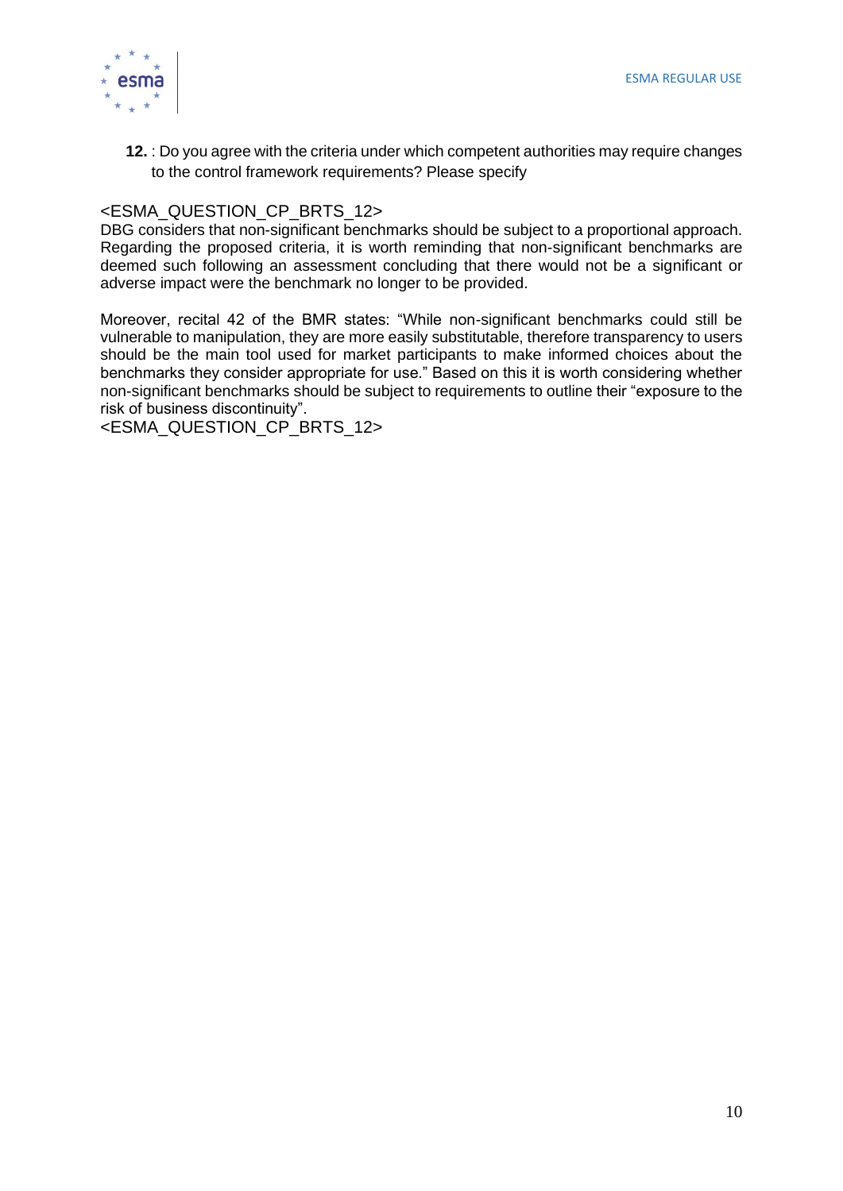**12.** : Do you agree with the criteria under which competent authorities may require changes to the control framework requirements? Please specify

<ESMA_QUESTION_CP_BRTS_12>
DBG considers that non-significant benchmarks should be subject to a proportional approach. Regarding the proposed criteria, it is worth reminding that non-significant benchmarks are deemed such following an assessment concluding that there would not be a significant or adverse impact were the benchmark no longer to be provided.

Moreover, recital 42 of the BMR states: "While non-significant benchmarks could still be vulnerable to manipulation, they are more easily substitutable, therefore transparency to users should be the main tool used for market participants to make informed choices about the benchmarks they consider appropriate for use." Based on this it is worth considering whether non-significant benchmarks should be subject to requirements to outline their "exposure to the risk of business discontinuity".
<ESMA_QUESTION_CP_BRTS_12>